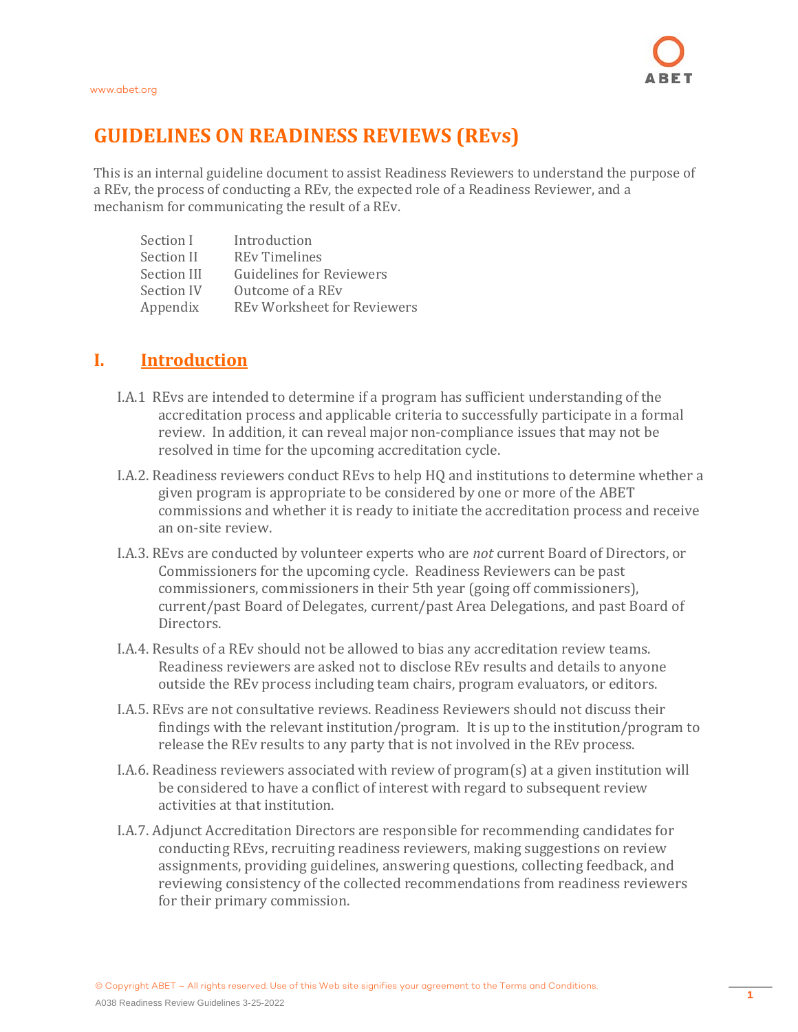# GUIDELINES ON READINESS REVIEWS (REvs)

This is an internal guideline document to assist Readiness Reviewers to understand the purpose of a REv, the process of conducting a REv, the expected role of a Readiness Reviewer, and a mechanism for communicating the result of a REv.

| | |
|---|---|
| Section I | Introduction |
| Section II | REv Timelines |
| Section III | Guidelines for Reviewers |
| Section IV | Outcome of a REv |
| Appendix | REv Worksheet for Reviewers |

## I. Introduction

I.A.1 REvs are intended to determine if a program has sufficient understanding of the accreditation process and applicable criteria to successfully participate in a formal review. In addition, it can reveal major non-compliance issues that may not be resolved in time for the upcoming accreditation cycle.

I.A.2. Readiness reviewers conduct REvs to help HQ and institutions to determine whether a given program is appropriate to be considered by one or more of the ABET commissions and whether it is ready to initiate the accreditation process and receive an on-site review.

I.A.3. REvs are conducted by volunteer experts who are *not* current Board of Directors, or Commissioners for the upcoming cycle. Readiness Reviewers can be past commissioners, commissioners in their 5th year (going off commissioners), current/past Board of Delegates, current/past Area Delegations, and past Board of Directors.

I.A.4. Results of a REv should not be allowed to bias any accreditation review teams. Readiness reviewers are asked not to disclose REv results and details to anyone outside the REv process including team chairs, program evaluators, or editors.

I.A.5. REvs are not consultative reviews. Readiness Reviewers should not discuss their findings with the relevant institution/program. It is up to the institution/program to release the REv results to any party that is not involved in the REv process.

I.A.6. Readiness reviewers associated with review of program(s) at a given institution will be considered to have a conflict of interest with regard to subsequent review activities at that institution.

I.A.7. Adjunct Accreditation Directors are responsible for recommending candidates for conducting REvs, recruiting readiness reviewers, making suggestions on review assignments, providing guidelines, answering questions, collecting feedback, and reviewing consistency of the collected recommendations from readiness reviewers for their primary commission.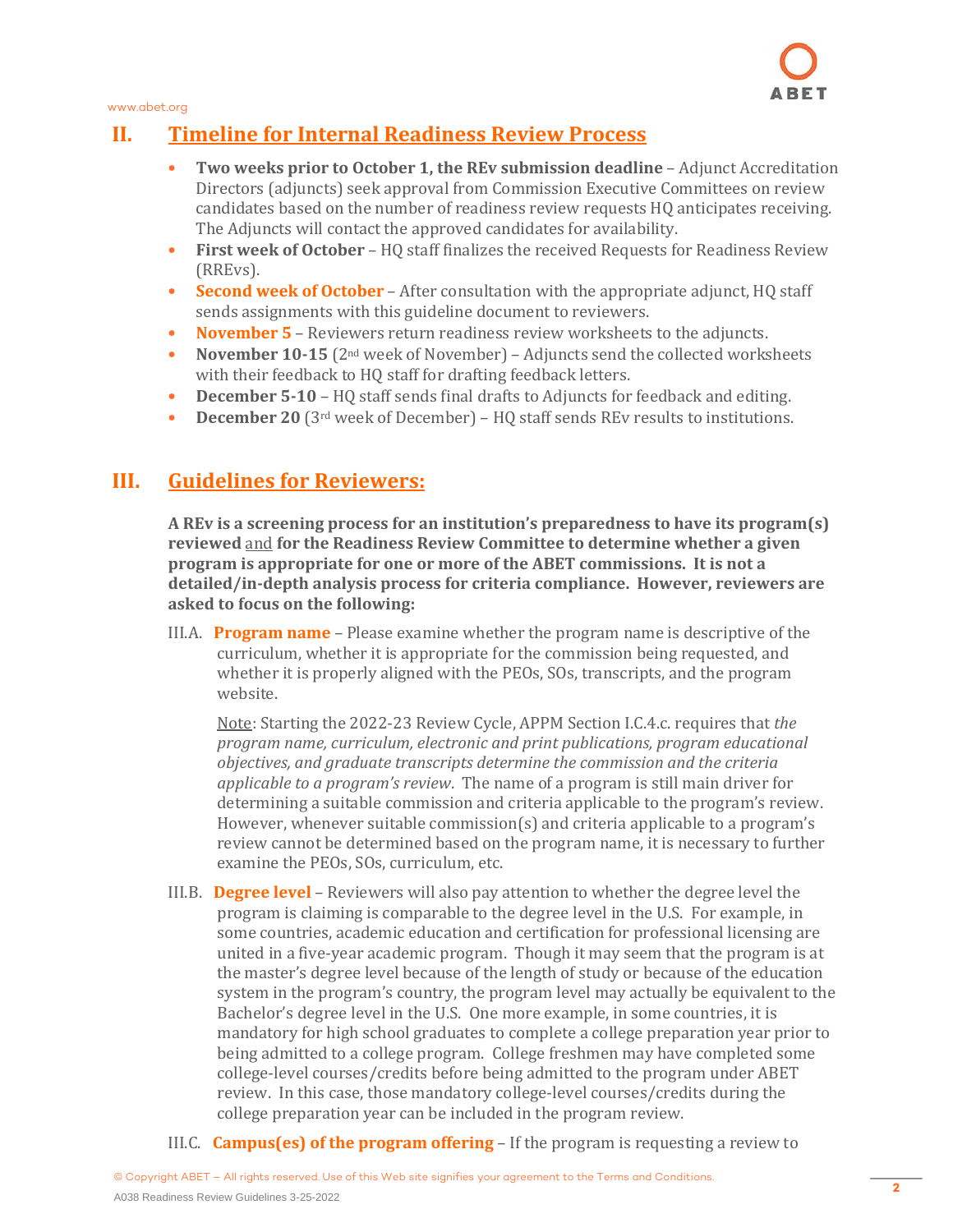## II. Timeline for Internal Readiness Review Process

- **Two weeks prior to October 1, the REv submission deadline** – Adjunct Accreditation Directors (adjuncts) seek approval from Commission Executive Committees on review candidates based on the number of readiness review requests HQ anticipates receiving. The Adjuncts will contact the approved candidates for availability.
- **First week of October** – HQ staff finalizes the received Requests for Readiness Review (RREvs).
- **Second week of October** – After consultation with the appropriate adjunct, HQ staff sends assignments with this guideline document to reviewers.
- **November 5** – Reviewers return readiness review worksheets to the adjuncts.
- **November 10-15** (2nd week of November) – Adjuncts send the collected worksheets with their feedback to HQ staff for drafting feedback letters.
- **December 5-10** – HQ staff sends final drafts to Adjuncts for feedback and editing.
- **December 20** (3rd week of December) – HQ staff sends REv results to institutions.

## III. Guidelines for Reviewers:

**A REv is a screening process for an institution's preparedness to have its program(s) reviewed** and **for the Readiness Review Committee to determine whether a given program is appropriate for one or more of the ABET commissions. It is not a detailed/in-depth analysis process for criteria compliance. However, reviewers are asked to focus on the following:**

III.A. **Program name** – Please examine whether the program name is descriptive of the curriculum, whether it is appropriate for the commission being requested, and whether it is properly aligned with the PEOs, SOs, transcripts, and the program website.

Note: Starting the 2022-23 Review Cycle, APPM Section I.C.4.c. requires that *the program name, curriculum, electronic and print publications, program educational objectives, and graduate transcripts determine the commission and the criteria applicable to a program's review*. The name of a program is still main driver for determining a suitable commission and criteria applicable to the program's review. However, whenever suitable commission(s) and criteria applicable to a program's review cannot be determined based on the program name, it is necessary to further examine the PEOs, SOs, curriculum, etc.

III.B. **Degree level** – Reviewers will also pay attention to whether the degree level the program is claiming is comparable to the degree level in the U.S. For example, in some countries, academic education and certification for professional licensing are united in a five-year academic program. Though it may seem that the program is at the master's degree level because of the length of study or because of the education system in the program's country, the program level may actually be equivalent to the Bachelor's degree level in the U.S. One more example, in some countries, it is mandatory for high school graduates to complete a college preparation year prior to being admitted to a college program. College freshmen may have completed some college-level courses/credits before being admitted to the program under ABET review. In this case, those mandatory college-level courses/credits during the college preparation year can be included in the program review.

III.C. **Campus(es) of the program offering** – If the program is requesting a review to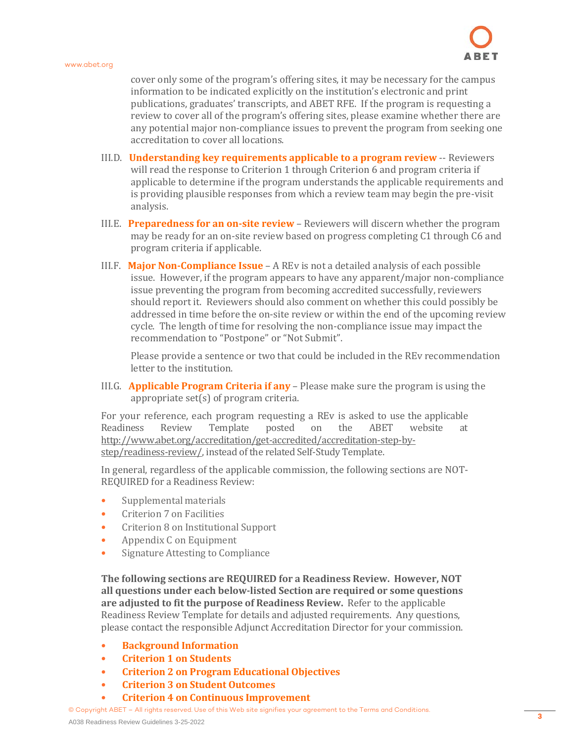cover only some of the program's offering sites, it may be necessary for the campus information to be indicated explicitly on the institution's electronic and print publications, graduates' transcripts, and ABET RFE. If the program is requesting a review to cover all of the program's offering sites, please examine whether there are any potential major non-compliance issues to prevent the program from seeking one accreditation to cover all locations.

III.D. **Understanding key requirements applicable to a program review** -- Reviewers will read the response to Criterion 1 through Criterion 6 and program criteria if applicable to determine if the program understands the applicable requirements and is providing plausible responses from which a review team may begin the pre-visit analysis.

III.E. **Preparedness for an on-site review** – Reviewers will discern whether the program may be ready for an on-site review based on progress completing C1 through C6 and program criteria if applicable.

III.F. **Major Non-Compliance Issue** – A REv is not a detailed analysis of each possible issue. However, if the program appears to have any apparent/major non-compliance issue preventing the program from becoming accredited successfully, reviewers should report it. Reviewers should also comment on whether this could possibly be addressed in time before the on-site review or within the end of the upcoming review cycle. The length of time for resolving the non-compliance issue may impact the recommendation to "Postpone" or "Not Submit".

Please provide a sentence or two that could be included in the REv recommendation letter to the institution.

III.G. **Applicable Program Criteria if any** – Please make sure the program is using the appropriate set(s) of program criteria.

For your reference, each program requesting a REv is asked to use the applicable Readiness Review Template posted on the ABET website at http://www.abet.org/accreditation/get-accredited/accreditation-step-by-step/readiness-review/, instead of the related Self-Study Template.

In general, regardless of the applicable commission, the following sections are NOT-REQUIRED for a Readiness Review:

- Supplemental materials
- Criterion 7 on Facilities
- Criterion 8 on Institutional Support
- Appendix C on Equipment
- Signature Attesting to Compliance

**The following sections are REQUIRED for a Readiness Review. However, NOT all questions under each below-listed Section are required or some questions are adjusted to fit the purpose of Readiness Review.** Refer to the applicable Readiness Review Template for details and adjusted requirements. Any questions, please contact the responsible Adjunct Accreditation Director for your commission.

- **Background Information**
- **Criterion 1 on Students**
- **Criterion 2 on Program Educational Objectives**
- **Criterion 3 on Student Outcomes**
- **Criterion 4 on Continuous Improvement**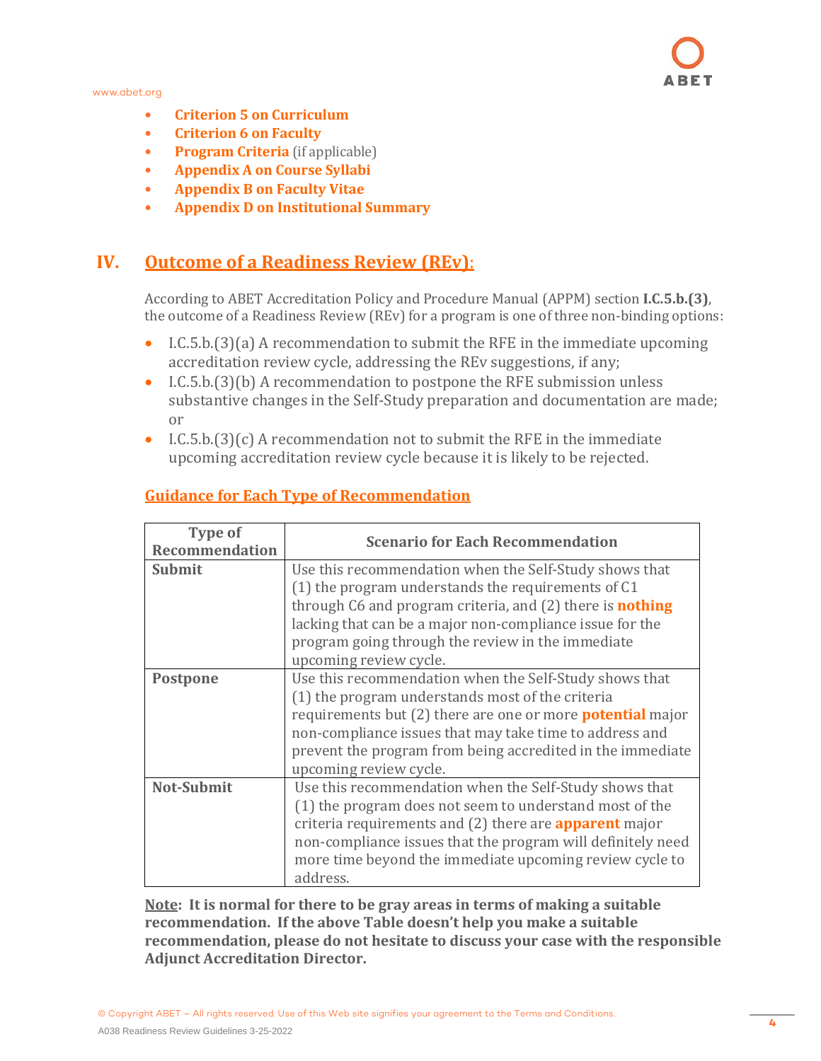- **Criterion 5 on Curriculum**
- **Criterion 6 on Faculty**
- **Program Criteria** (if applicable)
- **Appendix A on Course Syllabi**
- **Appendix B on Faculty Vitae**
- **Appendix D on Institutional Summary**

## IV. Outcome of a Readiness Review (REv):

According to ABET Accreditation Policy and Procedure Manual (APPM) section **I.C.5.b.(3)**, the outcome of a Readiness Review (REv) for a program is one of three non-binding options:

- I.C.5.b.(3)(a) A recommendation to submit the RFE in the immediate upcoming accreditation review cycle, addressing the REv suggestions, if any;
- I.C.5.b.(3)(b) A recommendation to postpone the RFE submission unless substantive changes in the Self-Study preparation and documentation are made; or
- I.C.5.b.(3)(c) A recommendation not to submit the RFE in the immediate upcoming accreditation review cycle because it is likely to be rejected.

### Guidance for Each Type of Recommendation

| Type of Recommendation | Scenario for Each Recommendation |
|---|---|
| **Submit** | Use this recommendation when the Self-Study shows that (1) the program understands the requirements of C1 through C6 and program criteria, and (2) there is **nothing** lacking that can be a major non-compliance issue for the program going through the review in the immediate upcoming review cycle. |
| **Postpone** | Use this recommendation when the Self-Study shows that (1) the program understands most of the criteria requirements but (2) there are one or more **potential** major non-compliance issues that may take time to address and prevent the program from being accredited in the immediate upcoming review cycle. |
| **Not-Submit** | Use this recommendation when the Self-Study shows that (1) the program does not seem to understand most of the criteria requirements and (2) there are **apparent** major non-compliance issues that the program will definitely need more time beyond the immediate upcoming review cycle to address. |

**Note: It is normal for there to be gray areas in terms of making a suitable recommendation. If the above Table doesn't help you make a suitable recommendation, please do not hesitate to discuss your case with the responsible Adjunct Accreditation Director.**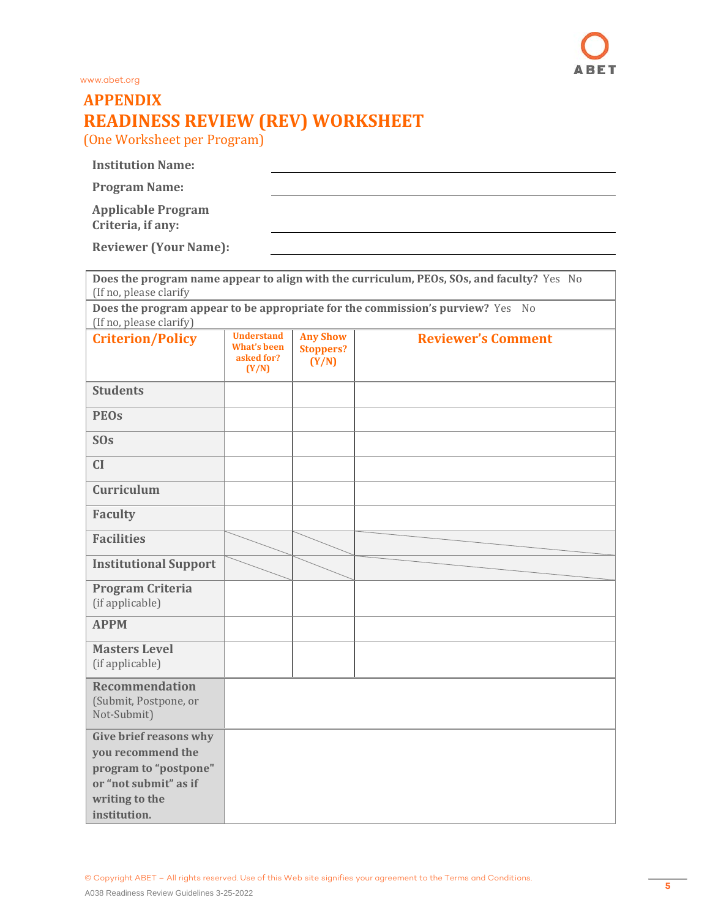# APPENDIX

# READINESS REVIEW (REV) WORKSHEET

(One Worksheet per Program)

**Institution Name:** ______________________

**Program Name:** ______________________

**Applicable Program Criteria, if any:** ______________________

**Reviewer (Your Name):** ______________________

| | | | |
|---|---|---|---|
| **Does the program name appear to align with the curriculum, PEOs, SOs, and faculty?** Yes No (If no, please clarify | | | |
| **Does the program appear to be appropriate for the commission's purview?** Yes No (If no, please clarify) | | | |
| **Criterion/Policy** | **Understand What's been asked for? (Y/N)** | **Any Show Stoppers? (Y/N)** | **Reviewer's Comment** |
| **Students** | | | |
| **PEOs** | | | |
| **SOs** | | | |
| **CI** | | | |
| **Curriculum** | | | |
| **Faculty** | | | |
| **Facilities** | | | |
| **Institutional Support** | | | |
| **Program Criteria** (if applicable) | | | |
| **APPM** | | | |
| **Masters Level** (if applicable) | | | |
| **Recommendation** (Submit, Postpone, or Not-Submit) | | | |
| **Give brief reasons why you recommend the program to "postpone" or "not submit" as if writing to the institution.** | | | |

© Copyright ABET – All rights reserved. Use of this Web site signifies your agreement to the Terms and Conditions.

A038 Readiness Review Guidelines 3-25-2022